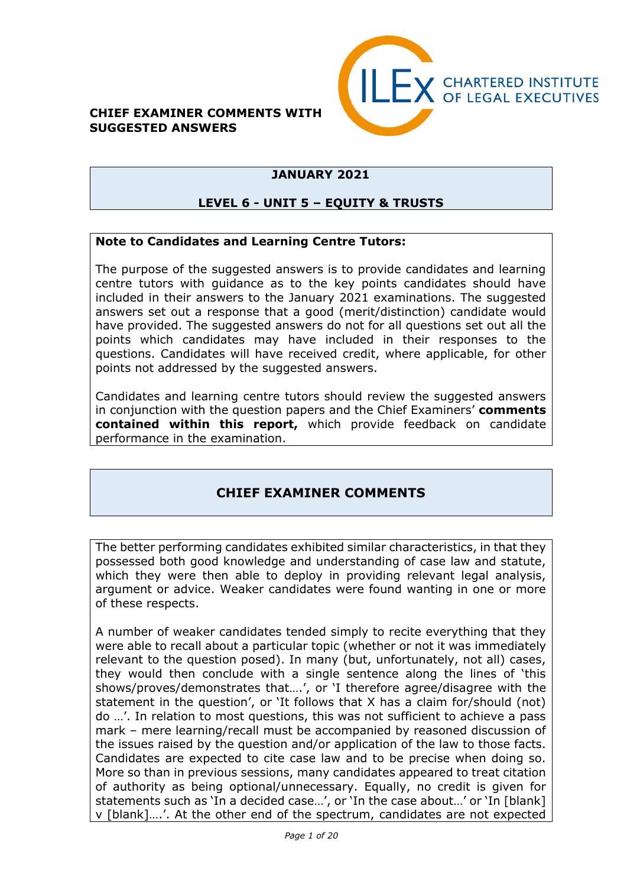**CHARTERED INSTITUTE OF LEGAL EXECUTIVES**

**CHIEF EXAMINER COMMENTS WITH SUGGESTED ANSWERS**

## JANUARY 2021

## LEVEL 6 - UNIT 5 – EQUITY & TRUSTS

**Note to Candidates and Learning Centre Tutors:**

The purpose of the suggested answers is to provide candidates and learning centre tutors with guidance as to the key points candidates should have included in their answers to the January 2021 examinations. The suggested answers set out a response that a good (merit/distinction) candidate would have provided. The suggested answers do not for all questions set out all the points which candidates may have included in their responses to the questions. Candidates will have received credit, where applicable, for other points not addressed by the suggested answers.

Candidates and learning centre tutors should review the suggested answers in conjunction with the question papers and the Chief Examiners' **comments contained within this report,** which provide feedback on candidate performance in the examination.

## CHIEF EXAMINER COMMENTS

The better performing candidates exhibited similar characteristics, in that they possessed both good knowledge and understanding of case law and statute, which they were then able to deploy in providing relevant legal analysis, argument or advice. Weaker candidates were found wanting in one or more of these respects.

A number of weaker candidates tended simply to recite everything that they were able to recall about a particular topic (whether or not it was immediately relevant to the question posed). In many (but, unfortunately, not all) cases, they would then conclude with a single sentence along the lines of 'this shows/proves/demonstrates that….', or 'I therefore agree/disagree with the statement in the question', or 'It follows that X has a claim for/should (not) do …'. In relation to most questions, this was not sufficient to achieve a pass mark – mere learning/recall must be accompanied by reasoned discussion of the issues raised by the question and/or application of the law to those facts. Candidates are expected to cite case law and to be precise when doing so. More so than in previous sessions, many candidates appeared to treat citation of authority as being optional/unnecessary. Equally, no credit is given for statements such as 'In a decided case…', or 'In the case about…' or 'In [blank] v [blank]….'. At the other end of the spectrum, candidates are not expected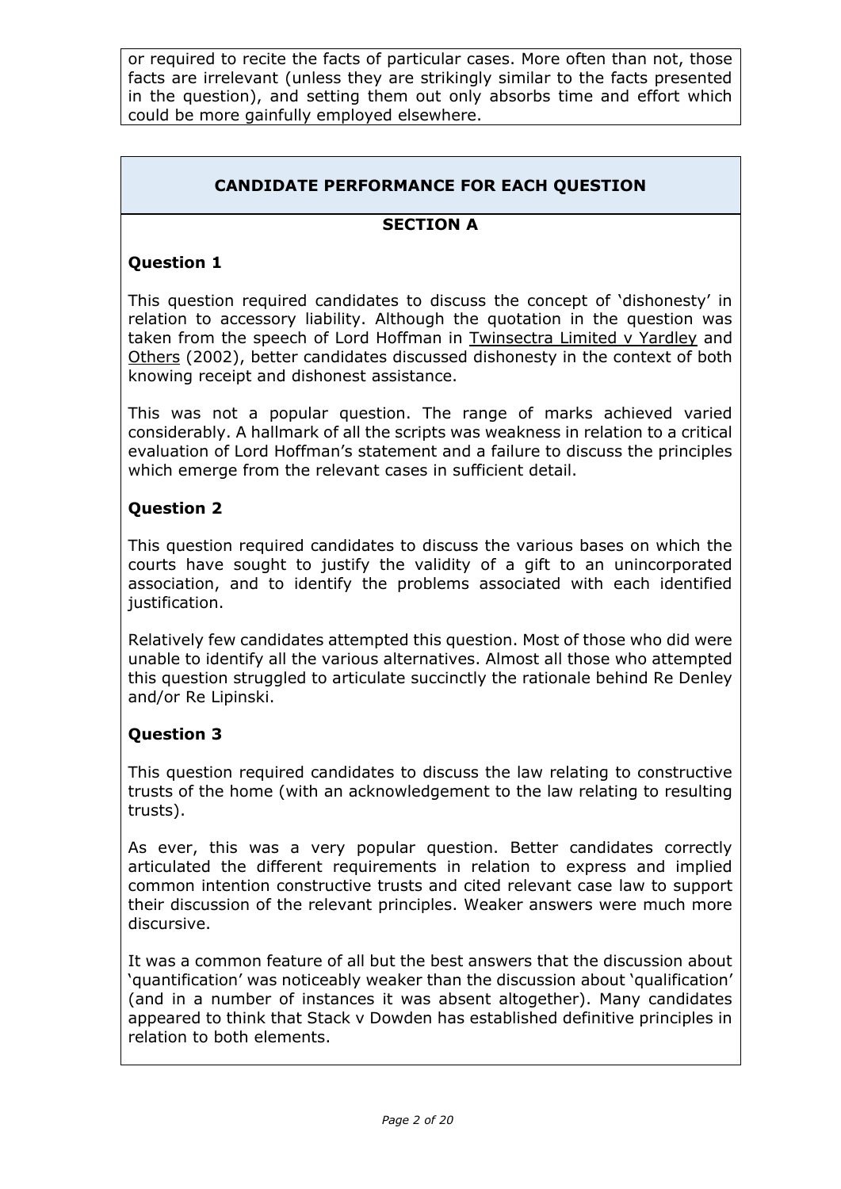or required to recite the facts of particular cases. More often than not, those facts are irrelevant (unless they are strikingly similar to the facts presented in the question), and setting them out only absorbs time and effort which could be more gainfully employed elsewhere.

## CANDIDATE PERFORMANCE FOR EACH QUESTION

### SECTION A

**Question 1**

This question required candidates to discuss the concept of 'dishonesty' in relation to accessory liability. Although the quotation in the question was taken from the speech of Lord Hoffman in Twinsectra Limited v Yardley and Others (2002), better candidates discussed dishonesty in the context of both knowing receipt and dishonest assistance.

This was not a popular question. The range of marks achieved varied considerably. A hallmark of all the scripts was weakness in relation to a critical evaluation of Lord Hoffman's statement and a failure to discuss the principles which emerge from the relevant cases in sufficient detail.

**Question 2**

This question required candidates to discuss the various bases on which the courts have sought to justify the validity of a gift to an unincorporated association, and to identify the problems associated with each identified justification.

Relatively few candidates attempted this question. Most of those who did were unable to identify all the various alternatives. Almost all those who attempted this question struggled to articulate succinctly the rationale behind Re Denley and/or Re Lipinski.

**Question 3**

This question required candidates to discuss the law relating to constructive trusts of the home (with an acknowledgement to the law relating to resulting trusts).

As ever, this was a very popular question. Better candidates correctly articulated the different requirements in relation to express and implied common intention constructive trusts and cited relevant case law to support their discussion of the relevant principles. Weaker answers were much more discursive.

It was a common feature of all but the best answers that the discussion about 'quantification' was noticeably weaker than the discussion about 'qualification' (and in a number of instances it was absent altogether). Many candidates appeared to think that Stack v Dowden has established definitive principles in relation to both elements.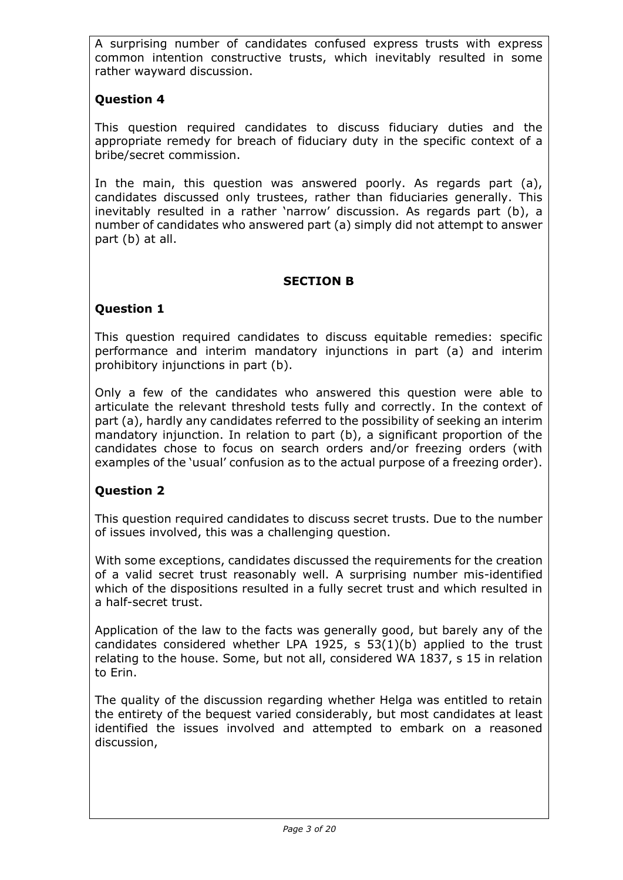A surprising number of candidates confused express trusts with express common intention constructive trusts, which inevitably resulted in some rather wayward discussion.

### Question 4

This question required candidates to discuss fiduciary duties and the appropriate remedy for breach of fiduciary duty in the specific context of a bribe/secret commission.

In the main, this question was answered poorly. As regards part (a), candidates discussed only trustees, rather than fiduciaries generally. This inevitably resulted in a rather 'narrow' discussion. As regards part (b), a number of candidates who answered part (a) simply did not attempt to answer part (b) at all.

## SECTION B

### Question 1

This question required candidates to discuss equitable remedies: specific performance and interim mandatory injunctions in part (a) and interim prohibitory injunctions in part (b).

Only a few of the candidates who answered this question were able to articulate the relevant threshold tests fully and correctly. In the context of part (a), hardly any candidates referred to the possibility of seeking an interim mandatory injunction. In relation to part (b), a significant proportion of the candidates chose to focus on search orders and/or freezing orders (with examples of the 'usual' confusion as to the actual purpose of a freezing order).

### Question 2

This question required candidates to discuss secret trusts. Due to the number of issues involved, this was a challenging question.

With some exceptions, candidates discussed the requirements for the creation of a valid secret trust reasonably well. A surprising number mis-identified which of the dispositions resulted in a fully secret trust and which resulted in a half-secret trust.

Application of the law to the facts was generally good, but barely any of the candidates considered whether LPA 1925, s 53(1)(b) applied to the trust relating to the house. Some, but not all, considered WA 1837, s 15 in relation to Erin.

The quality of the discussion regarding whether Helga was entitled to retain the entirety of the bequest varied considerably, but most candidates at least identified the issues involved and attempted to embark on a reasoned discussion,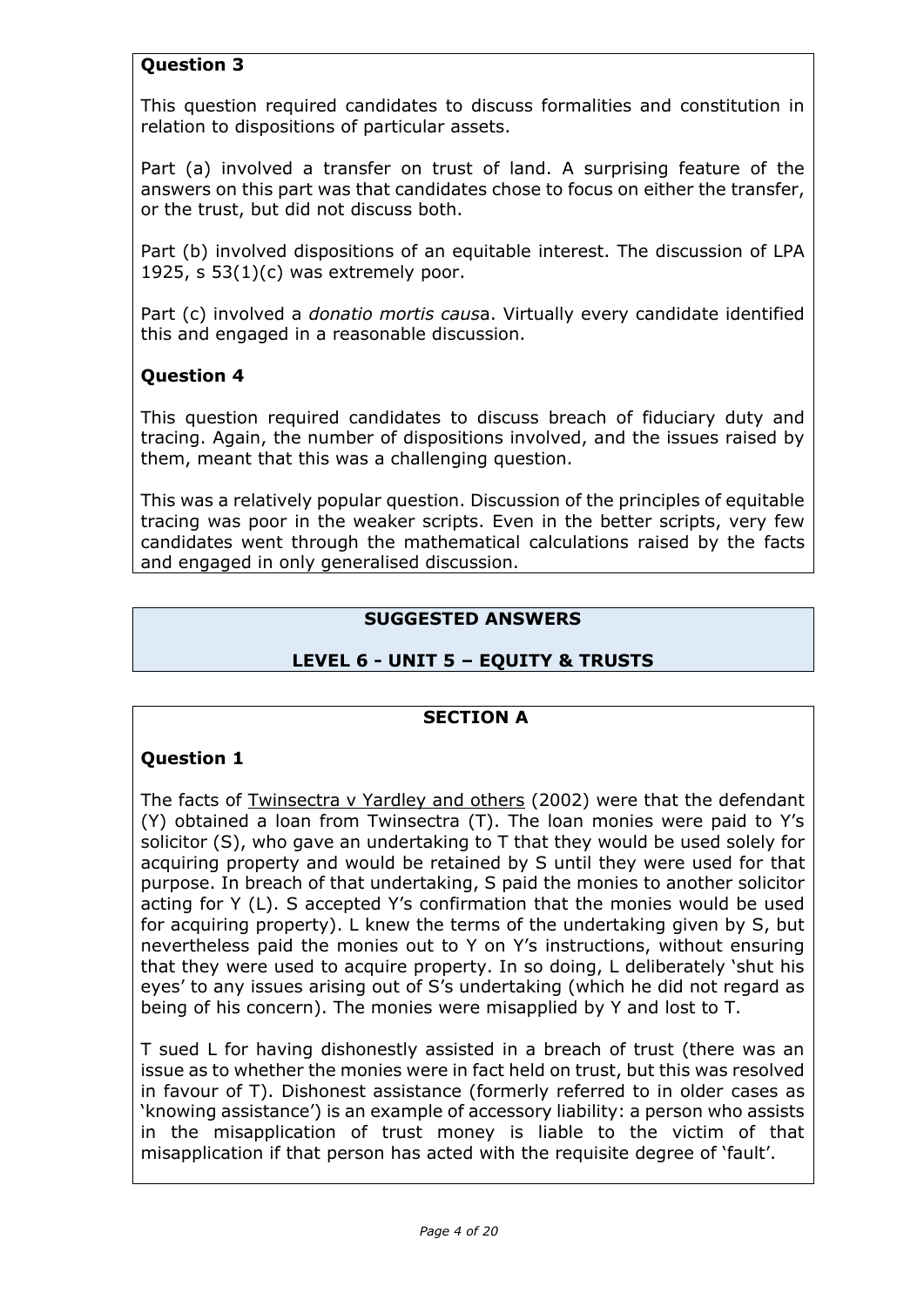**Question 3**

This question required candidates to discuss formalities and constitution in relation to dispositions of particular assets.

Part (a) involved a transfer on trust of land. A surprising feature of the answers on this part was that candidates chose to focus on either the transfer, or the trust, but did not discuss both.

Part (b) involved dispositions of an equitable interest. The discussion of LPA 1925, s 53(1)(c) was extremely poor.

Part (c) involved a *donatio mortis causa*. Virtually every candidate identified this and engaged in a reasonable discussion.

**Question 4**

This question required candidates to discuss breach of fiduciary duty and tracing. Again, the number of dispositions involved, and the issues raised by them, meant that this was a challenging question.

This was a relatively popular question. Discussion of the principles of equitable tracing was poor in the weaker scripts. Even in the better scripts, very few candidates went through the mathematical calculations raised by the facts and engaged in only generalised discussion.

## SUGGESTED ANSWERS

## LEVEL 6 - UNIT 5 – EQUITY & TRUSTS

### SECTION A

**Question 1**

The facts of Twinsectra v Yardley and others (2002) were that the defendant (Y) obtained a loan from Twinsectra (T). The loan monies were paid to Y's solicitor (S), who gave an undertaking to T that they would be used solely for acquiring property and would be retained by S until they were used for that purpose. In breach of that undertaking, S paid the monies to another solicitor acting for Y (L). S accepted Y's confirmation that the monies would be used for acquiring property). L knew the terms of the undertaking given by S, but nevertheless paid the monies out to Y on Y's instructions, without ensuring that they were used to acquire property. In so doing, L deliberately 'shut his eyes' to any issues arising out of S's undertaking (which he did not regard as being of his concern). The monies were misapplied by Y and lost to T.

T sued L for having dishonestly assisted in a breach of trust (there was an issue as to whether the monies were in fact held on trust, but this was resolved in favour of T). Dishonest assistance (formerly referred to in older cases as 'knowing assistance') is an example of accessory liability: a person who assists in the misapplication of trust money is liable to the victim of that misapplication if that person has acted with the requisite degree of 'fault'.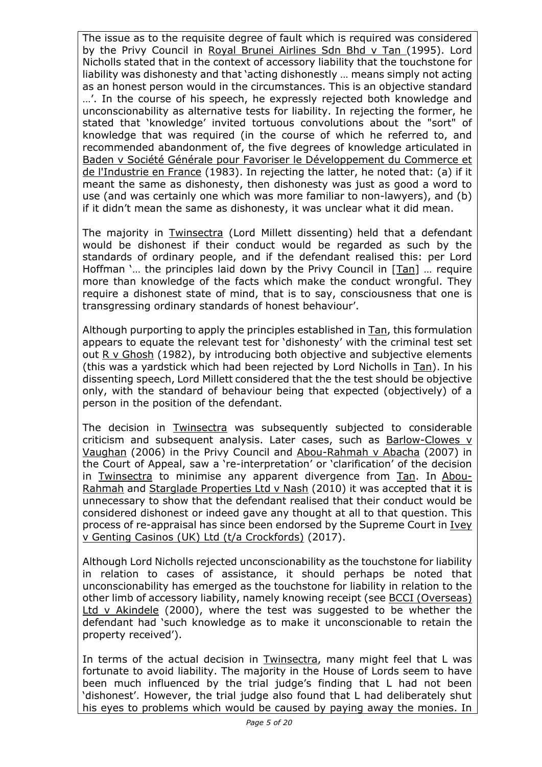The issue as to the requisite degree of fault which is required was considered by the Privy Council in Royal Brunei Airlines Sdn Bhd v Tan (1995). Lord Nicholls stated that in the context of accessory liability that the touchstone for liability was dishonesty and that 'acting dishonestly … means simply not acting as an honest person would in the circumstances. This is an objective standard …'. In the course of his speech, he expressly rejected both knowledge and unconscionability as alternative tests for liability. In rejecting the former, he stated that 'knowledge' invited tortuous convolutions about the "sort" of knowledge that was required (in the course of which he referred to, and recommended abandonment of, the five degrees of knowledge articulated in Baden v Société Générale pour Favoriser le Développement du Commerce et de l'Industrie en France (1983). In rejecting the latter, he noted that: (a) if it meant the same as dishonesty, then dishonesty was just as good a word to use (and was certainly one which was more familiar to non-lawyers), and (b) if it didn't mean the same as dishonesty, it was unclear what it did mean.

The majority in Twinsectra (Lord Millett dissenting) held that a defendant would be dishonest if their conduct would be regarded as such by the standards of ordinary people, and if the defendant realised this: per Lord Hoffman '… the principles laid down by the Privy Council in [Tan] … require more than knowledge of the facts which make the conduct wrongful. They require a dishonest state of mind, that is to say, consciousness that one is transgressing ordinary standards of honest behaviour'.

Although purporting to apply the principles established in Tan, this formulation appears to equate the relevant test for 'dishonesty' with the criminal test set out R v Ghosh (1982), by introducing both objective and subjective elements (this was a yardstick which had been rejected by Lord Nicholls in Tan). In his dissenting speech, Lord Millett considered that the the test should be objective only, with the standard of behaviour being that expected (objectively) of a person in the position of the defendant.

The decision in Twinsectra was subsequently subjected to considerable criticism and subsequent analysis. Later cases, such as Barlow-Clowes v Vaughan (2006) in the Privy Council and Abou-Rahmah v Abacha (2007) in the Court of Appeal, saw a 're-interpretation' or 'clarification' of the decision in Twinsectra to minimise any apparent divergence from Tan. In Abou-Rahmah and Starglade Properties Ltd v Nash (2010) it was accepted that it is unnecessary to show that the defendant realised that their conduct would be considered dishonest or indeed gave any thought at all to that question. This process of re-appraisal has since been endorsed by the Supreme Court in Ivey v Genting Casinos (UK) Ltd (t/a Crockfords) (2017).

Although Lord Nicholls rejected unconscionability as the touchstone for liability in relation to cases of assistance, it should perhaps be noted that unconscionability has emerged as the touchstone for liability in relation to the other limb of accessory liability, namely knowing receipt (see BCCI (Overseas) Ltd v Akindele (2000), where the test was suggested to be whether the defendant had 'such knowledge as to make it unconscionable to retain the property received').

In terms of the actual decision in Twinsectra, many might feel that L was fortunate to avoid liability. The majority in the House of Lords seem to have been much influenced by the trial judge's finding that L had not been 'dishonest'. However, the trial judge also found that L had deliberately shut his eyes to problems which would be caused by paying away the monies. In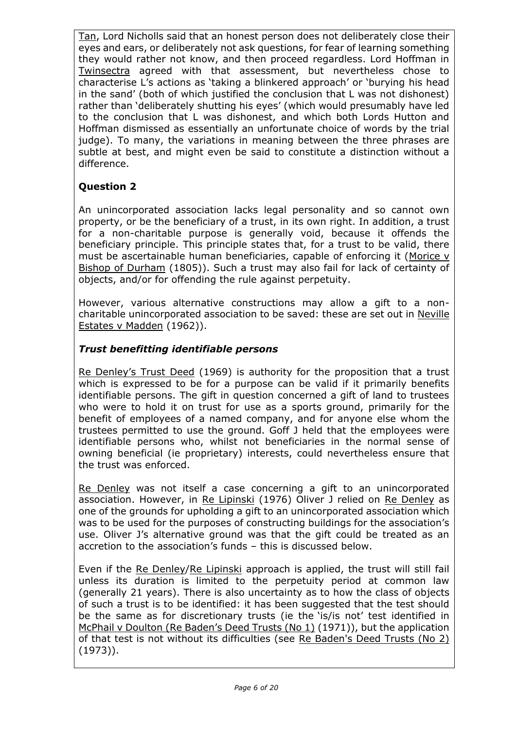Tan, Lord Nicholls said that an honest person does not deliberately close their eyes and ears, or deliberately not ask questions, for fear of learning something they would rather not know, and then proceed regardless. Lord Hoffman in Twinsectra agreed with that assessment, but nevertheless chose to characterise L's actions as 'taking a blinkered approach' or 'burying his head in the sand' (both of which justified the conclusion that L was not dishonest) rather than 'deliberately shutting his eyes' (which would presumably have led to the conclusion that L was dishonest, and which both Lords Hutton and Hoffman dismissed as essentially an unfortunate choice of words by the trial judge). To many, the variations in meaning between the three phrases are subtle at best, and might even be said to constitute a distinction without a difference.

## Question 2

An unincorporated association lacks legal personality and so cannot own property, or be the beneficiary of a trust, in its own right. In addition, a trust for a non-charitable purpose is generally void, because it offends the beneficiary principle. This principle states that, for a trust to be valid, there must be ascertainable human beneficiaries, capable of enforcing it (Morice v Bishop of Durham (1805)). Such a trust may also fail for lack of certainty of objects, and/or for offending the rule against perpetuity.

However, various alternative constructions may allow a gift to a non-charitable unincorporated association to be saved: these are set out in Neville Estates v Madden (1962)).

### *Trust benefitting identifiable persons*

Re Denley's Trust Deed (1969) is authority for the proposition that a trust which is expressed to be for a purpose can be valid if it primarily benefits identifiable persons. The gift in question concerned a gift of land to trustees who were to hold it on trust for use as a sports ground, primarily for the benefit of employees of a named company, and for anyone else whom the trustees permitted to use the ground. Goff J held that the employees were identifiable persons who, whilst not beneficiaries in the normal sense of owning beneficial (ie proprietary) interests, could nevertheless ensure that the trust was enforced.

Re Denley was not itself a case concerning a gift to an unincorporated association. However, in Re Lipinski (1976) Oliver J relied on Re Denley as one of the grounds for upholding a gift to an unincorporated association which was to be used for the purposes of constructing buildings for the association's use. Oliver J's alternative ground was that the gift could be treated as an accretion to the association's funds – this is discussed below.

Even if the Re Denley/Re Lipinski approach is applied, the trust will still fail unless its duration is limited to the perpetuity period at common law (generally 21 years). There is also uncertainty as to how the class of objects of such a trust is to be identified: it has been suggested that the test should be the same as for discretionary trusts (ie the 'is/is not' test identified in McPhail v Doulton (Re Baden's Deed Trusts (No 1) (1971)), but the application of that test is not without its difficulties (see Re Baden's Deed Trusts (No 2) (1973)).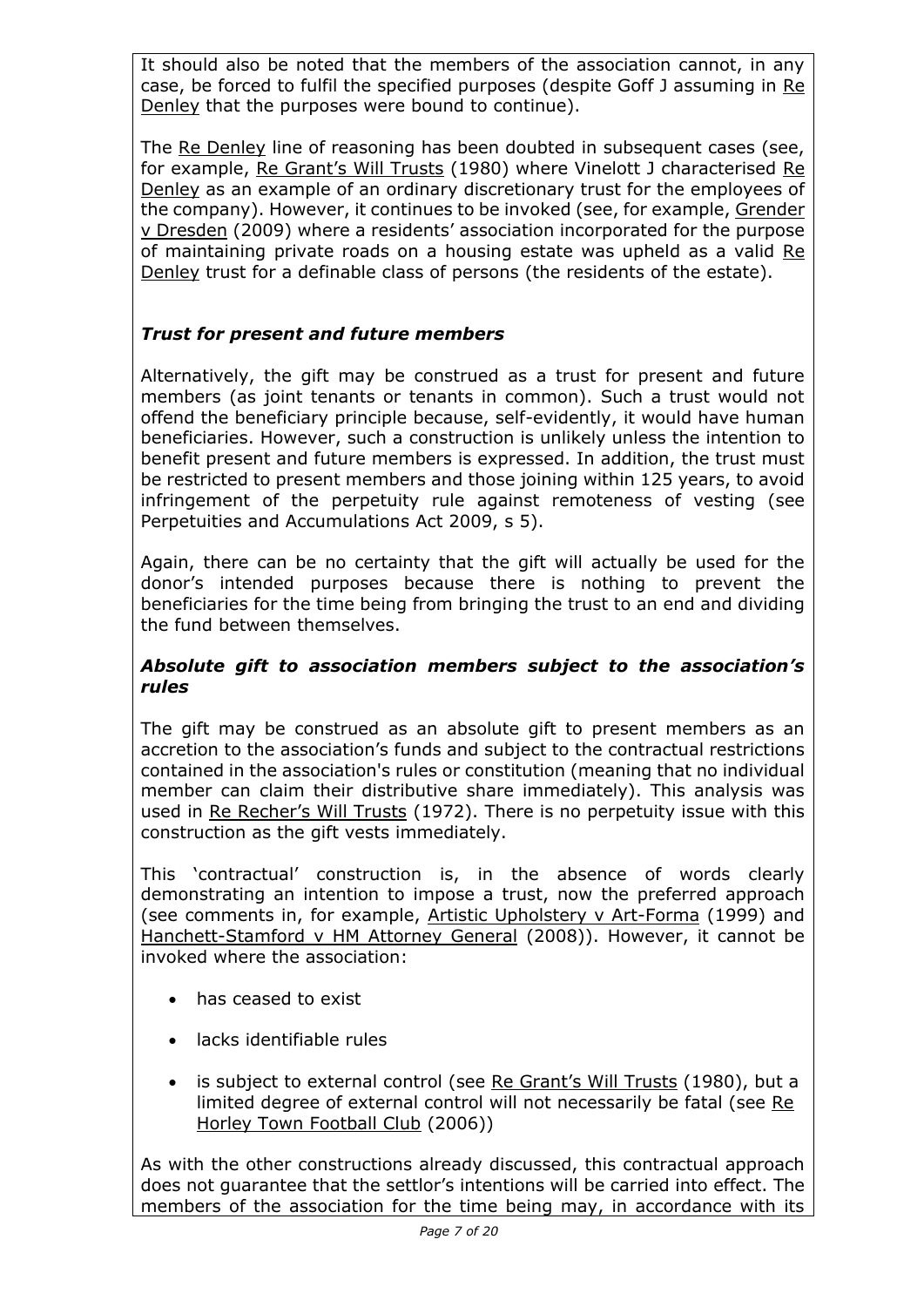It should also be noted that the members of the association cannot, in any case, be forced to fulfil the specified purposes (despite Goff J assuming in Re Denley that the purposes were bound to continue).

The Re Denley line of reasoning has been doubted in subsequent cases (see, for example, Re Grant's Will Trusts (1980) where Vinelott J characterised Re Denley as an example of an ordinary discretionary trust for the employees of the company). However, it continues to be invoked (see, for example, Grender v Dresden (2009) where a residents' association incorporated for the purpose of maintaining private roads on a housing estate was upheld as a valid Re Denley trust for a definable class of persons (the residents of the estate).

### *Trust for present and future members*

Alternatively, the gift may be construed as a trust for present and future members (as joint tenants or tenants in common). Such a trust would not offend the beneficiary principle because, self-evidently, it would have human beneficiaries. However, such a construction is unlikely unless the intention to benefit present and future members is expressed. In addition, the trust must be restricted to present members and those joining within 125 years, to avoid infringement of the perpetuity rule against remoteness of vesting (see Perpetuities and Accumulations Act 2009, s 5).

Again, there can be no certainty that the gift will actually be used for the donor's intended purposes because there is nothing to prevent the beneficiaries for the time being from bringing the trust to an end and dividing the fund between themselves.

### *Absolute gift to association members subject to the association's rules*

The gift may be construed as an absolute gift to present members as an accretion to the association's funds and subject to the contractual restrictions contained in the association's rules or constitution (meaning that no individual member can claim their distributive share immediately). This analysis was used in Re Recher's Will Trusts (1972). There is no perpetuity issue with this construction as the gift vests immediately.

This 'contractual' construction is, in the absence of words clearly demonstrating an intention to impose a trust, now the preferred approach (see comments in, for example, Artistic Upholstery v Art-Forma (1999) and Hanchett-Stamford v HM Attorney General (2008)). However, it cannot be invoked where the association:

- has ceased to exist
- lacks identifiable rules
- is subject to external control (see Re Grant's Will Trusts (1980), but a limited degree of external control will not necessarily be fatal (see Re Horley Town Football Club (2006))

As with the other constructions already discussed, this contractual approach does not guarantee that the settlor's intentions will be carried into effect. The members of the association for the time being may, in accordance with its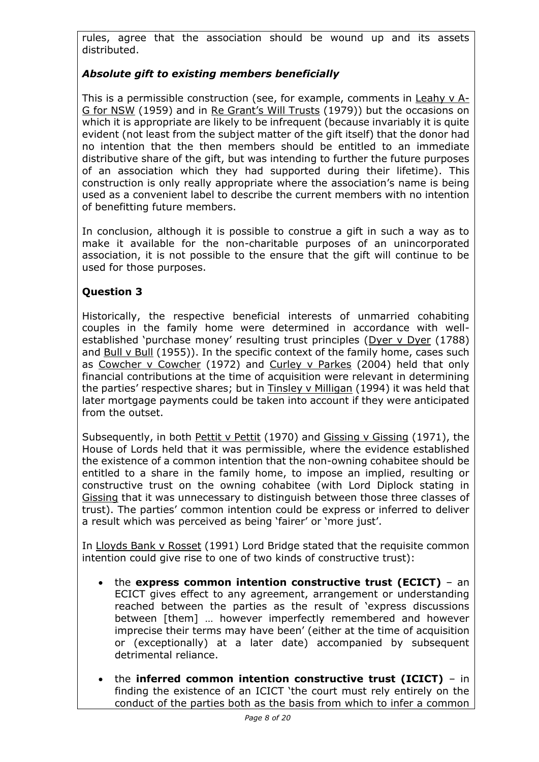rules, agree that the association should be wound up and its assets distributed.

### *Absolute gift to existing members beneficially*

This is a permissible construction (see, for example, comments in Leahy v A-G for NSW (1959) and in Re Grant's Will Trusts (1979)) but the occasions on which it is appropriate are likely to be infrequent (because invariably it is quite evident (not least from the subject matter of the gift itself) that the donor had no intention that the then members should be entitled to an immediate distributive share of the gift, but was intending to further the future purposes of an association which they had supported during their lifetime). This construction is only really appropriate where the association's name is being used as a convenient label to describe the current members with no intention of benefitting future members.

In conclusion, although it is possible to construe a gift in such a way as to make it available for the non-charitable purposes of an unincorporated association, it is not possible to the ensure that the gift will continue to be used for those purposes.

## Question 3

Historically, the respective beneficial interests of unmarried cohabiting couples in the family home were determined in accordance with well-established 'purchase money' resulting trust principles (Dyer v Dyer (1788) and Bull v Bull (1955)). In the specific context of the family home, cases such as Cowcher v Cowcher (1972) and Curley v Parkes (2004) held that only financial contributions at the time of acquisition were relevant in determining the parties' respective shares; but in Tinsley v Milligan (1994) it was held that later mortgage payments could be taken into account if they were anticipated from the outset.

Subsequently, in both Pettit v Pettit (1970) and Gissing v Gissing (1971), the House of Lords held that it was permissible, where the evidence established the existence of a common intention that the non-owning cohabitee should be entitled to a share in the family home, to impose an implied, resulting or constructive trust on the owning cohabitee (with Lord Diplock stating in Gissing that it was unnecessary to distinguish between those three classes of trust). The parties' common intention could be express or inferred to deliver a result which was perceived as being 'fairer' or 'more just'.

In Lloyds Bank v Rosset (1991) Lord Bridge stated that the requisite common intention could give rise to one of two kinds of constructive trust):

- the **express common intention constructive trust (ECICT)** – an ECICT gives effect to any agreement, arrangement or understanding reached between the parties as the result of 'express discussions between [them] … however imperfectly remembered and however imprecise their terms may have been' (either at the time of acquisition or (exceptionally) at a later date) accompanied by subsequent detrimental reliance.

- the **inferred common intention constructive trust (ICICT)** – in finding the existence of an ICICT 'the court must rely entirely on the conduct of the parties both as the basis from which to infer a common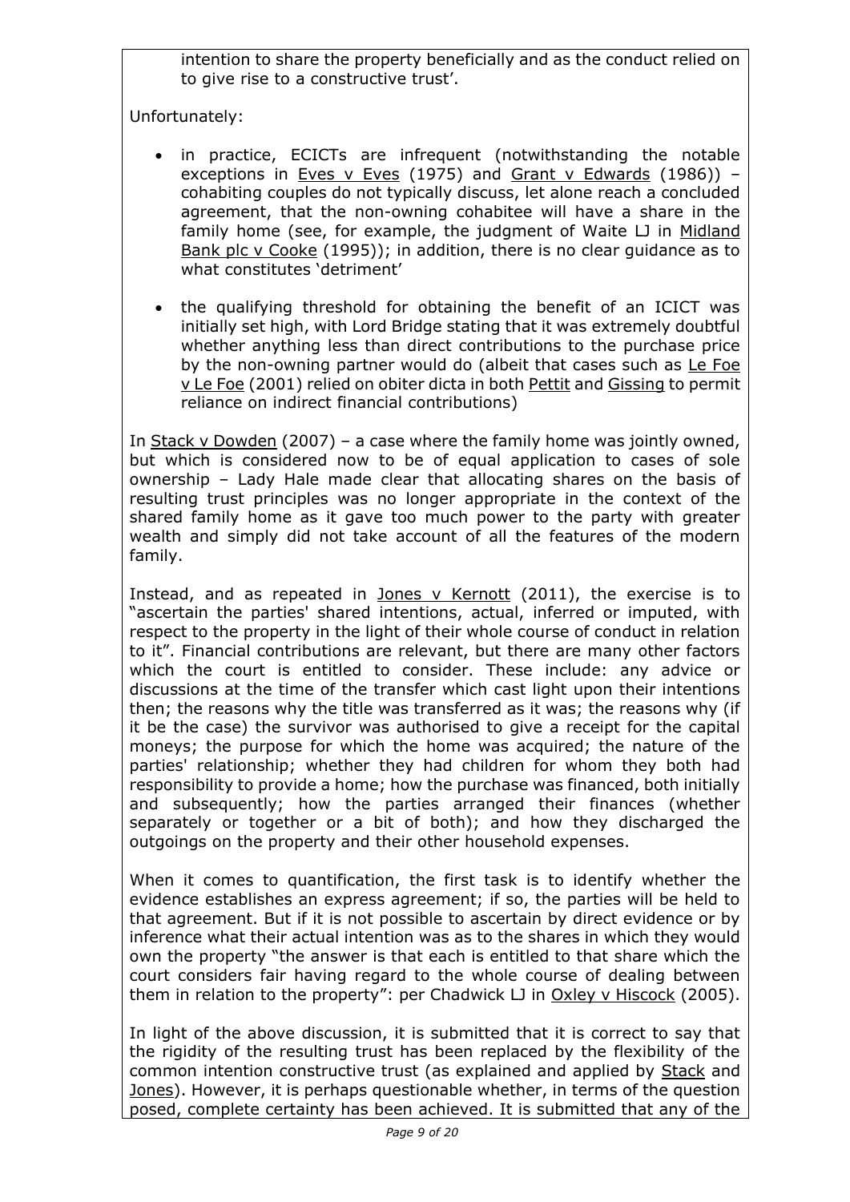intention to share the property beneficially and as the conduct relied on to give rise to a constructive trust'.

Unfortunately:

- in practice, ECICTs are infrequent (notwithstanding the notable exceptions in Eves v Eves (1975) and Grant v Edwards (1986)) – cohabiting couples do not typically discuss, let alone reach a concluded agreement, that the non-owning cohabitee will have a share in the family home (see, for example, the judgment of Waite LJ in Midland Bank plc v Cooke (1995)); in addition, there is no clear guidance as to what constitutes 'detriment'

- the qualifying threshold for obtaining the benefit of an ICICT was initially set high, with Lord Bridge stating that it was extremely doubtful whether anything less than direct contributions to the purchase price by the non-owning partner would do (albeit that cases such as Le Foe v Le Foe (2001) relied on obiter dicta in both Pettit and Gissing to permit reliance on indirect financial contributions)

In Stack v Dowden (2007) – a case where the family home was jointly owned, but which is considered now to be of equal application to cases of sole ownership – Lady Hale made clear that allocating shares on the basis of resulting trust principles was no longer appropriate in the context of the shared family home as it gave too much power to the party with greater wealth and simply did not take account of all the features of the modern family.

Instead, and as repeated in Jones v Kernott (2011), the exercise is to "ascertain the parties' shared intentions, actual, inferred or imputed, with respect to the property in the light of their whole course of conduct in relation to it". Financial contributions are relevant, but there are many other factors which the court is entitled to consider. These include: any advice or discussions at the time of the transfer which cast light upon their intentions then; the reasons why the title was transferred as it was; the reasons why (if it be the case) the survivor was authorised to give a receipt for the capital moneys; the purpose for which the home was acquired; the nature of the parties' relationship; whether they had children for whom they both had responsibility to provide a home; how the purchase was financed, both initially and subsequently; how the parties arranged their finances (whether separately or together or a bit of both); and how they discharged the outgoings on the property and their other household expenses.

When it comes to quantification, the first task is to identify whether the evidence establishes an express agreement; if so, the parties will be held to that agreement. But if it is not possible to ascertain by direct evidence or by inference what their actual intention was as to the shares in which they would own the property "the answer is that each is entitled to that share which the court considers fair having regard to the whole course of dealing between them in relation to the property": per Chadwick LJ in Oxley v Hiscock (2005).

In light of the above discussion, it is submitted that it is correct to say that the rigidity of the resulting trust has been replaced by the flexibility of the common intention constructive trust (as explained and applied by Stack and Jones). However, it is perhaps questionable whether, in terms of the question posed, complete certainty has been achieved. It is submitted that any of the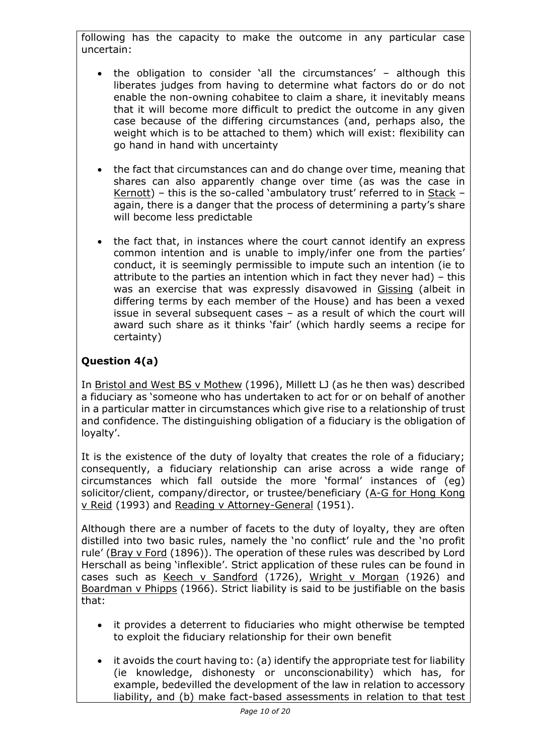following has the capacity to make the outcome in any particular case uncertain:

- the obligation to consider 'all the circumstances' – although this liberates judges from having to determine what factors do or do not enable the non-owning cohabitee to claim a share, it inevitably means that it will become more difficult to predict the outcome in any given case because of the differing circumstances (and, perhaps also, the weight which is to be attached to them) which will exist: flexibility can go hand in hand with uncertainty

- the fact that circumstances can and do change over time, meaning that shares can also apparently change over time (as was the case in Kernott) – this is the so-called 'ambulatory trust' referred to in Stack – again, there is a danger that the process of determining a party's share will become less predictable

- the fact that, in instances where the court cannot identify an express common intention and is unable to imply/infer one from the parties' conduct, it is seemingly permissible to impute such an intention (ie to attribute to the parties an intention which in fact they never had) – this was an exercise that was expressly disavowed in Gissing (albeit in differing terms by each member of the House) and has been a vexed issue in several subsequent cases – as a result of which the court will award such share as it thinks 'fair' (which hardly seems a recipe for certainty)

**Question 4(a)**

In Bristol and West BS v Mothew (1996), Millett LJ (as he then was) described a fiduciary as 'someone who has undertaken to act for or on behalf of another in a particular matter in circumstances which give rise to a relationship of trust and confidence. The distinguishing obligation of a fiduciary is the obligation of loyalty'.

It is the existence of the duty of loyalty that creates the role of a fiduciary; consequently, a fiduciary relationship can arise across a wide range of circumstances which fall outside the more 'formal' instances of (eg) solicitor/client, company/director, or trustee/beneficiary (A-G for Hong Kong v Reid (1993) and Reading v Attorney-General (1951).

Although there are a number of facets to the duty of loyalty, they are often distilled into two basic rules, namely the 'no conflict' rule and the 'no profit rule' (Bray v Ford (1896)). The operation of these rules was described by Lord Herschall as being 'inflexible'. Strict application of these rules can be found in cases such as Keech v Sandford (1726), Wright v Morgan (1926) and Boardman v Phipps (1966). Strict liability is said to be justifiable on the basis that:

- it provides a deterrent to fiduciaries who might otherwise be tempted to exploit the fiduciary relationship for their own benefit

- it avoids the court having to: (a) identify the appropriate test for liability (ie knowledge, dishonesty or unconscionability) which has, for example, bedevilled the development of the law in relation to accessory liability, and (b) make fact-based assessments in relation to that test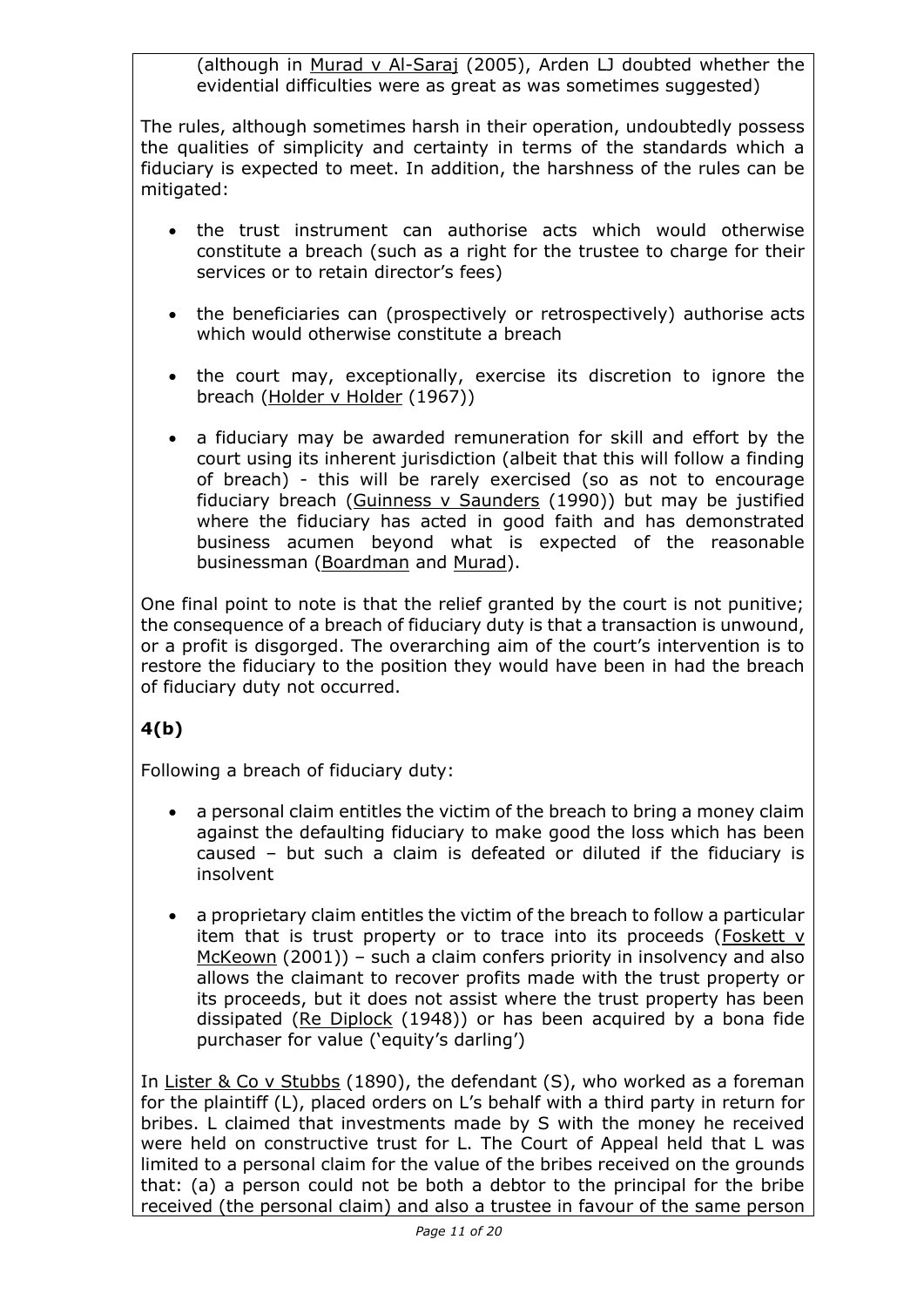(although in Murad v Al-Saraj (2005), Arden LJ doubted whether the evidential difficulties were as great as was sometimes suggested)

The rules, although sometimes harsh in their operation, undoubtedly possess the qualities of simplicity and certainty in terms of the standards which a fiduciary is expected to meet. In addition, the harshness of the rules can be mitigated:

- the trust instrument can authorise acts which would otherwise constitute a breach (such as a right for the trustee to charge for their services or to retain director's fees)
- the beneficiaries can (prospectively or retrospectively) authorise acts which would otherwise constitute a breach
- the court may, exceptionally, exercise its discretion to ignore the breach (Holder v Holder (1967))
- a fiduciary may be awarded remuneration for skill and effort by the court using its inherent jurisdiction (albeit that this will follow a finding of breach) - this will be rarely exercised (so as not to encourage fiduciary breach (Guinness v Saunders (1990)) but may be justified where the fiduciary has acted in good faith and has demonstrated business acumen beyond what is expected of the reasonable businessman (Boardman and Murad).

One final point to note is that the relief granted by the court is not punitive; the consequence of a breach of fiduciary duty is that a transaction is unwound, or a profit is disgorged. The overarching aim of the court's intervention is to restore the fiduciary to the position they would have been in had the breach of fiduciary duty not occurred.

**4(b)**

Following a breach of fiduciary duty:

- a personal claim entitles the victim of the breach to bring a money claim against the defaulting fiduciary to make good the loss which has been caused – but such a claim is defeated or diluted if the fiduciary is insolvent
- a proprietary claim entitles the victim of the breach to follow a particular item that is trust property or to trace into its proceeds (Foskett v McKeown (2001)) – such a claim confers priority in insolvency and also allows the claimant to recover profits made with the trust property or its proceeds, but it does not assist where the trust property has been dissipated (Re Diplock (1948)) or has been acquired by a bona fide purchaser for value ('equity's darling')

In Lister & Co v Stubbs (1890), the defendant (S), who worked as a foreman for the plaintiff (L), placed orders on L's behalf with a third party in return for bribes. L claimed that investments made by S with the money he received were held on constructive trust for L. The Court of Appeal held that L was limited to a personal claim for the value of the bribes received on the grounds that: (a) a person could not be both a debtor to the principal for the bribe received (the personal claim) and also a trustee in favour of the same person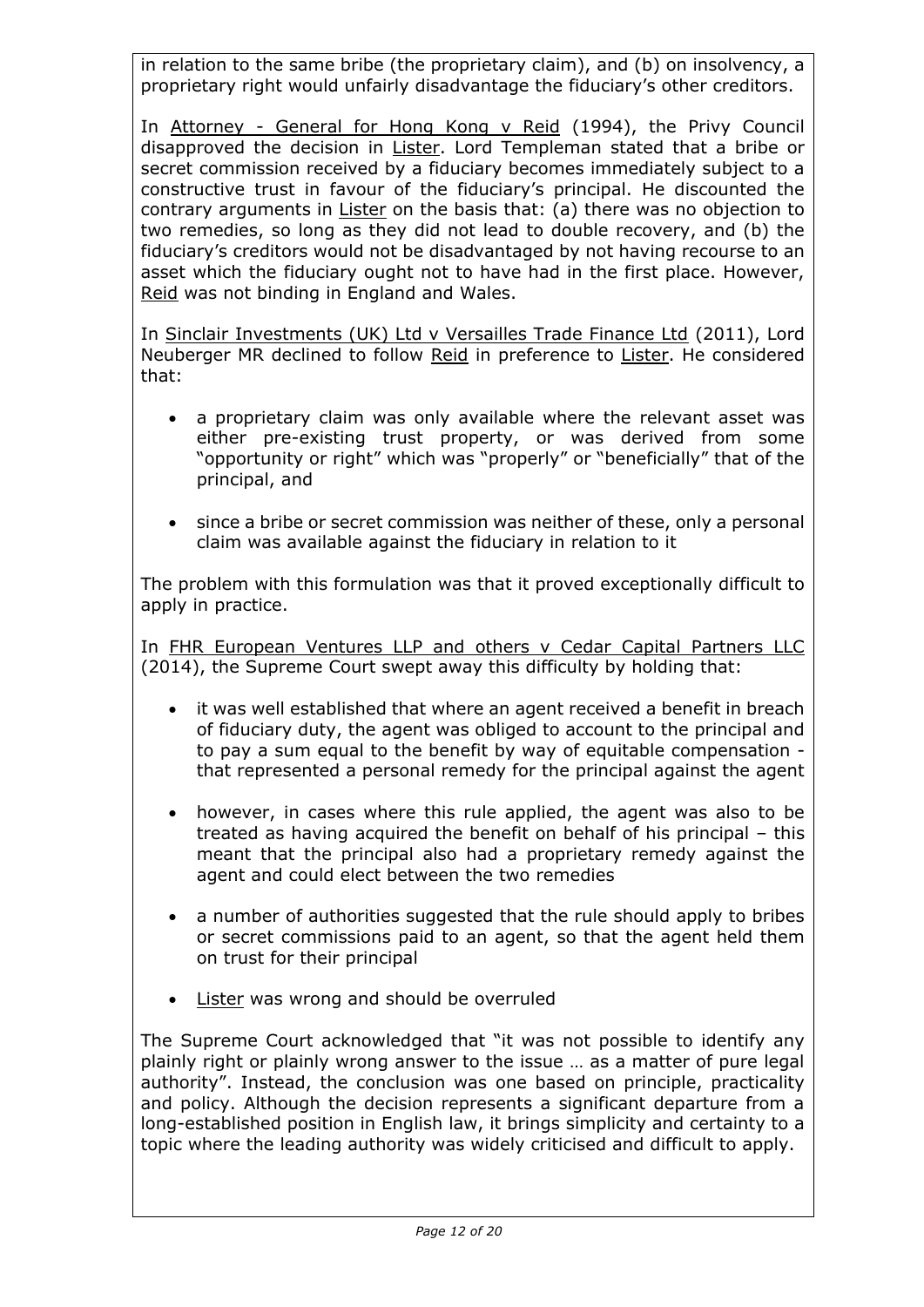in relation to the same bribe (the proprietary claim), and (b) on insolvency, a proprietary right would unfairly disadvantage the fiduciary's other creditors.

In Attorney - General for Hong Kong v Reid (1994), the Privy Council disapproved the decision in Lister. Lord Templeman stated that a bribe or secret commission received by a fiduciary becomes immediately subject to a constructive trust in favour of the fiduciary's principal. He discounted the contrary arguments in Lister on the basis that: (a) there was no objection to two remedies, so long as they did not lead to double recovery, and (b) the fiduciary's creditors would not be disadvantaged by not having recourse to an asset which the fiduciary ought not to have had in the first place. However, Reid was not binding in England and Wales.

In Sinclair Investments (UK) Ltd v Versailles Trade Finance Ltd (2011), Lord Neuberger MR declined to follow Reid in preference to Lister. He considered that:

- a proprietary claim was only available where the relevant asset was either pre-existing trust property, or was derived from some "opportunity or right" which was "properly" or "beneficially" that of the principal, and
- since a bribe or secret commission was neither of these, only a personal claim was available against the fiduciary in relation to it

The problem with this formulation was that it proved exceptionally difficult to apply in practice.

In FHR European Ventures LLP and others v Cedar Capital Partners LLC (2014), the Supreme Court swept away this difficulty by holding that:

- it was well established that where an agent received a benefit in breach of fiduciary duty, the agent was obliged to account to the principal and to pay a sum equal to the benefit by way of equitable compensation - that represented a personal remedy for the principal against the agent
- however, in cases where this rule applied, the agent was also to be treated as having acquired the benefit on behalf of his principal – this meant that the principal also had a proprietary remedy against the agent and could elect between the two remedies
- a number of authorities suggested that the rule should apply to bribes or secret commissions paid to an agent, so that the agent held them on trust for their principal
- Lister was wrong and should be overruled

The Supreme Court acknowledged that "it was not possible to identify any plainly right or plainly wrong answer to the issue … as a matter of pure legal authority". Instead, the conclusion was one based on principle, practicality and policy. Although the decision represents a significant departure from a long-established position in English law, it brings simplicity and certainty to a topic where the leading authority was widely criticised and difficult to apply.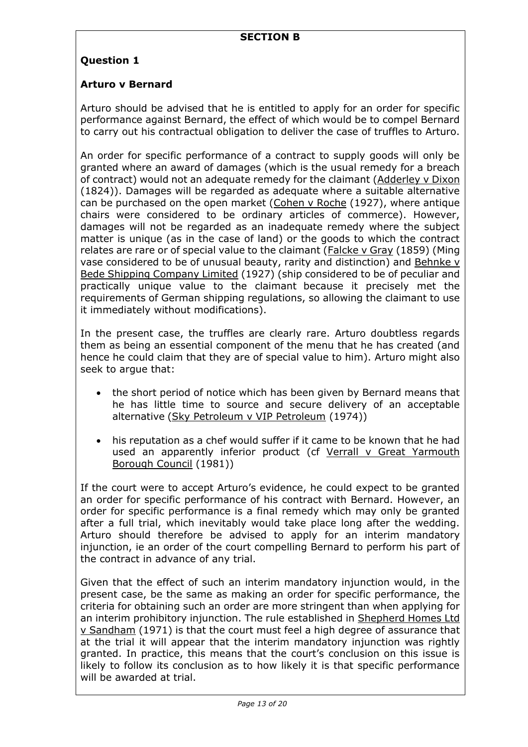## SECTION B

### Question 1

### Arturo v Bernard

Arturo should be advised that he is entitled to apply for an order for specific performance against Bernard, the effect of which would be to compel Bernard to carry out his contractual obligation to deliver the case of truffles to Arturo.

An order for specific performance of a contract to supply goods will only be granted where an award of damages (which is the usual remedy for a breach of contract) would not an adequate remedy for the claimant (Adderley v Dixon (1824)). Damages will be regarded as adequate where a suitable alternative can be purchased on the open market (Cohen v Roche (1927), where antique chairs were considered to be ordinary articles of commerce). However, damages will not be regarded as an inadequate remedy where the subject matter is unique (as in the case of land) or the goods to which the contract relates are rare or of special value to the claimant (Falcke v Gray (1859) (Ming vase considered to be of unusual beauty, rarity and distinction) and Behnke v Bede Shipping Company Limited (1927) (ship considered to be of peculiar and practically unique value to the claimant because it precisely met the requirements of German shipping regulations, so allowing the claimant to use it immediately without modifications).

In the present case, the truffles are clearly rare. Arturo doubtless regards them as being an essential component of the menu that he has created (and hence he could claim that they are of special value to him). Arturo might also seek to argue that:

- the short period of notice which has been given by Bernard means that he has little time to source and secure delivery of an acceptable alternative (Sky Petroleum v VIP Petroleum (1974))
- his reputation as a chef would suffer if it came to be known that he had used an apparently inferior product (cf Verrall v Great Yarmouth Borough Council (1981))

If the court were to accept Arturo's evidence, he could expect to be granted an order for specific performance of his contract with Bernard. However, an order for specific performance is a final remedy which may only be granted after a full trial, which inevitably would take place long after the wedding. Arturo should therefore be advised to apply for an interim mandatory injunction, ie an order of the court compelling Bernard to perform his part of the contract in advance of any trial.

Given that the effect of such an interim mandatory injunction would, in the present case, be the same as making an order for specific performance, the criteria for obtaining such an order are more stringent than when applying for an interim prohibitory injunction. The rule established in Shepherd Homes Ltd v Sandham (1971) is that the court must feel a high degree of assurance that at the trial it will appear that the interim mandatory injunction was rightly granted. In practice, this means that the court's conclusion on this issue is likely to follow its conclusion as to how likely it is that specific performance will be awarded at trial.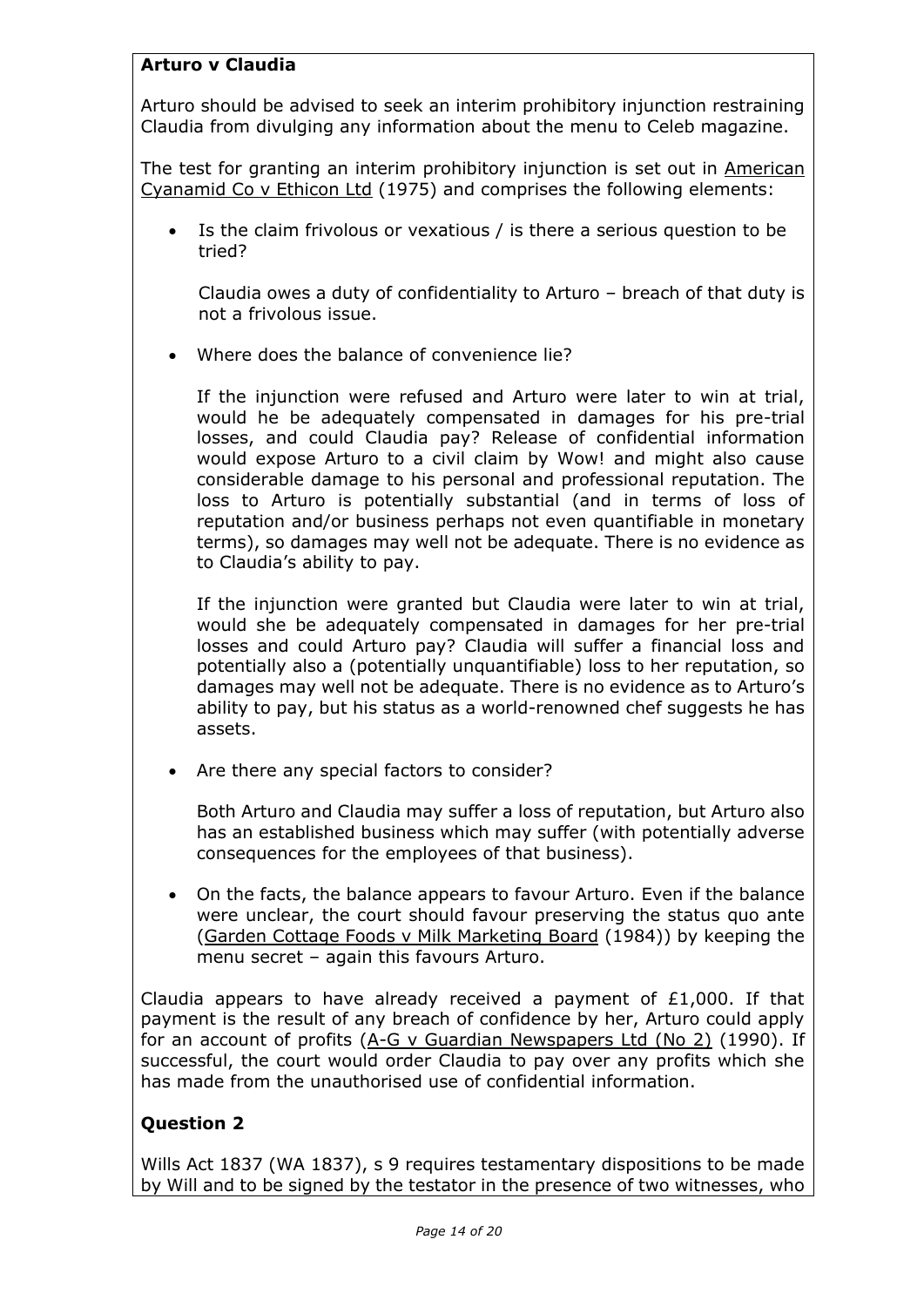**Arturo v Claudia**

Arturo should be advised to seek an interim prohibitory injunction restraining Claudia from divulging any information about the menu to Celeb magazine.

The test for granting an interim prohibitory injunction is set out in American Cyanamid Co v Ethicon Ltd (1975) and comprises the following elements:

- Is the claim frivolous or vexatious / is there a serious question to be tried?

  Claudia owes a duty of confidentiality to Arturo – breach of that duty is not a frivolous issue.

- Where does the balance of convenience lie?

  If the injunction were refused and Arturo were later to win at trial, would he be adequately compensated in damages for his pre-trial losses, and could Claudia pay? Release of confidential information would expose Arturo to a civil claim by Wow! and might also cause considerable damage to his personal and professional reputation. The loss to Arturo is potentially substantial (and in terms of loss of reputation and/or business perhaps not even quantifiable in monetary terms), so damages may well not be adequate. There is no evidence as to Claudia's ability to pay.

  If the injunction were granted but Claudia were later to win at trial, would she be adequately compensated in damages for her pre-trial losses and could Arturo pay? Claudia will suffer a financial loss and potentially also a (potentially unquantifiable) loss to her reputation, so damages may well not be adequate. There is no evidence as to Arturo's ability to pay, but his status as a world-renowned chef suggests he has assets.

- Are there any special factors to consider?

  Both Arturo and Claudia may suffer a loss of reputation, but Arturo also has an established business which may suffer (with potentially adverse consequences for the employees of that business).

- On the facts, the balance appears to favour Arturo. Even if the balance were unclear, the court should favour preserving the status quo ante (Garden Cottage Foods v Milk Marketing Board (1984)) by keeping the menu secret – again this favours Arturo.

Claudia appears to have already received a payment of £1,000. If that payment is the result of any breach of confidence by her, Arturo could apply for an account of profits (A-G v Guardian Newspapers Ltd (No 2) (1990). If successful, the court would order Claudia to pay over any profits which she has made from the unauthorised use of confidential information.

## Question 2

Wills Act 1837 (WA 1837), s 9 requires testamentary dispositions to be made by Will and to be signed by the testator in the presence of two witnesses, who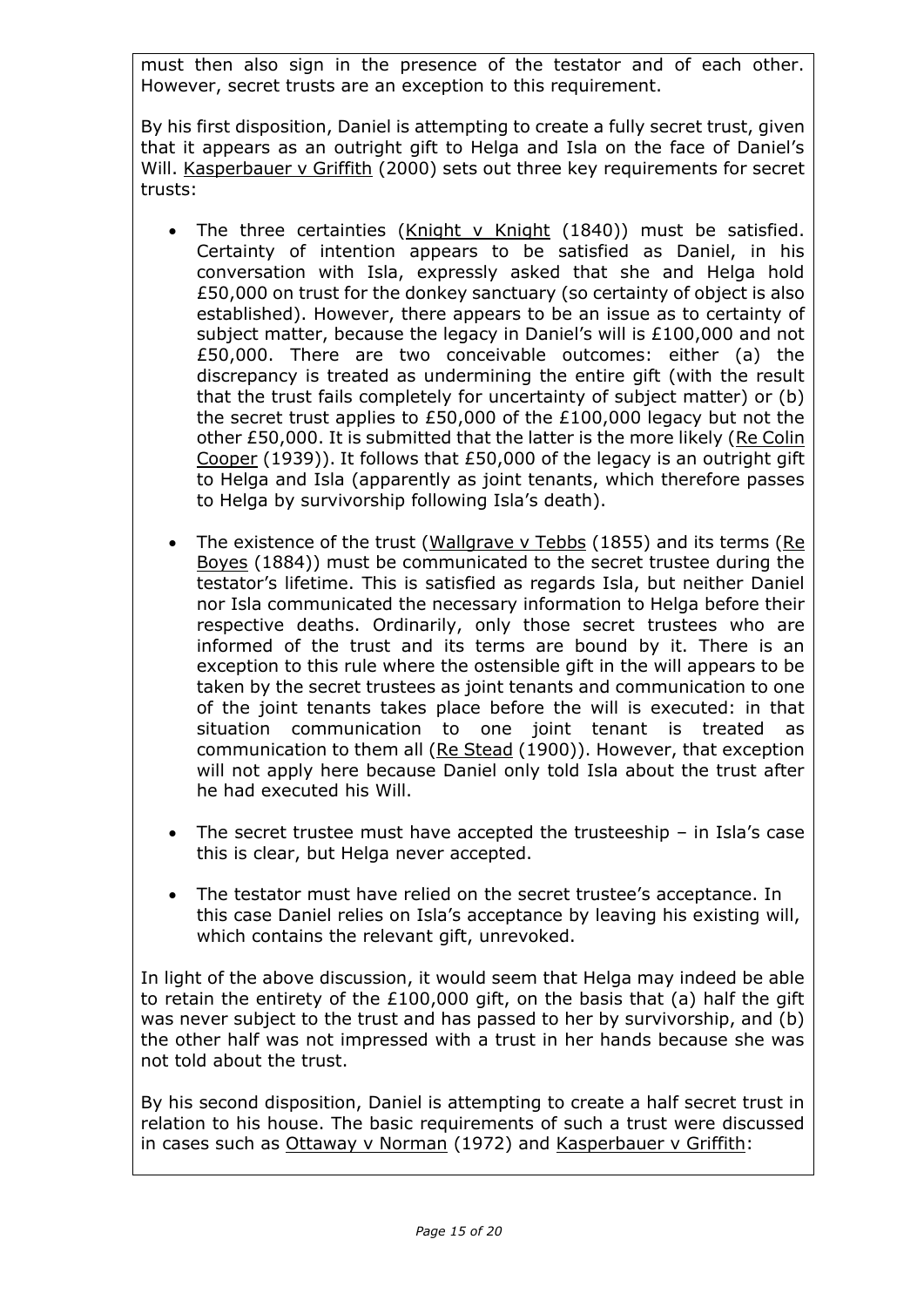must then also sign in the presence of the testator and of each other. However, secret trusts are an exception to this requirement.

By his first disposition, Daniel is attempting to create a fully secret trust, given that it appears as an outright gift to Helga and Isla on the face of Daniel's Will. Kasperbauer v Griffith (2000) sets out three key requirements for secret trusts:

- The three certainties (Knight v Knight (1840)) must be satisfied. Certainty of intention appears to be satisfied as Daniel, in his conversation with Isla, expressly asked that she and Helga hold £50,000 on trust for the donkey sanctuary (so certainty of object is also established). However, there appears to be an issue as to certainty of subject matter, because the legacy in Daniel's will is £100,000 and not £50,000. There are two conceivable outcomes: either (a) the discrepancy is treated as undermining the entire gift (with the result that the trust fails completely for uncertainty of subject matter) or (b) the secret trust applies to £50,000 of the £100,000 legacy but not the other £50,000. It is submitted that the latter is the more likely (Re Colin Cooper (1939)). It follows that £50,000 of the legacy is an outright gift to Helga and Isla (apparently as joint tenants, which therefore passes to Helga by survivorship following Isla's death).

- The existence of the trust (Wallgrave v Tebbs (1855) and its terms (Re Boyes (1884)) must be communicated to the secret trustee during the testator's lifetime. This is satisfied as regards Isla, but neither Daniel nor Isla communicated the necessary information to Helga before their respective deaths. Ordinarily, only those secret trustees who are informed of the trust and its terms are bound by it. There is an exception to this rule where the ostensible gift in the will appears to be taken by the secret trustees as joint tenants and communication to one of the joint tenants takes place before the will is executed: in that situation communication to one joint tenant is treated as communication to them all (Re Stead (1900)). However, that exception will not apply here because Daniel only told Isla about the trust after he had executed his Will.

- The secret trustee must have accepted the trusteeship – in Isla's case this is clear, but Helga never accepted.

- The testator must have relied on the secret trustee's acceptance. In this case Daniel relies on Isla's acceptance by leaving his existing will, which contains the relevant gift, unrevoked.

In light of the above discussion, it would seem that Helga may indeed be able to retain the entirety of the £100,000 gift, on the basis that (a) half the gift was never subject to the trust and has passed to her by survivorship, and (b) the other half was not impressed with a trust in her hands because she was not told about the trust.

By his second disposition, Daniel is attempting to create a half secret trust in relation to his house. The basic requirements of such a trust were discussed in cases such as Ottaway v Norman (1972) and Kasperbauer v Griffith: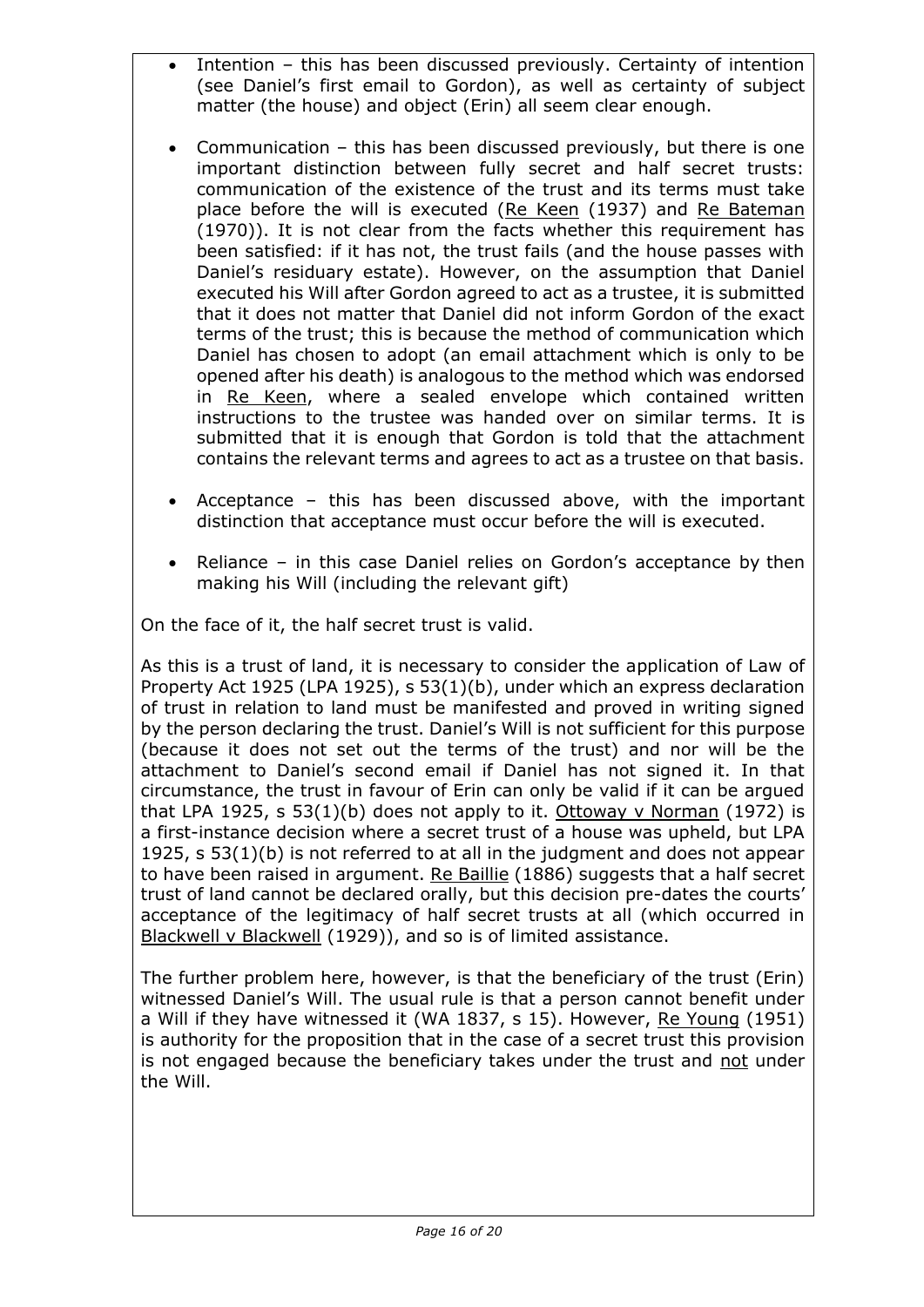- Intention – this has been discussed previously. Certainty of intention (see Daniel's first email to Gordon), as well as certainty of subject matter (the house) and object (Erin) all seem clear enough.

- Communication – this has been discussed previously, but there is one important distinction between fully secret and half secret trusts: communication of the existence of the trust and its terms must take place before the will is executed (Re Keen (1937) and Re Bateman (1970)). It is not clear from the facts whether this requirement has been satisfied: if it has not, the trust fails (and the house passes with Daniel's residuary estate). However, on the assumption that Daniel executed his Will after Gordon agreed to act as a trustee, it is submitted that it does not matter that Daniel did not inform Gordon of the exact terms of the trust; this is because the method of communication which Daniel has chosen to adopt (an email attachment which is only to be opened after his death) is analogous to the method which was endorsed in Re Keen, where a sealed envelope which contained written instructions to the trustee was handed over on similar terms. It is submitted that it is enough that Gordon is told that the attachment contains the relevant terms and agrees to act as a trustee on that basis.

- Acceptance – this has been discussed above, with the important distinction that acceptance must occur before the will is executed.

- Reliance – in this case Daniel relies on Gordon's acceptance by then making his Will (including the relevant gift)

On the face of it, the half secret trust is valid.

As this is a trust of land, it is necessary to consider the application of Law of Property Act 1925 (LPA 1925), s 53(1)(b), under which an express declaration of trust in relation to land must be manifested and proved in writing signed by the person declaring the trust. Daniel's Will is not sufficient for this purpose (because it does not set out the terms of the trust) and nor will be the attachment to Daniel's second email if Daniel has not signed it. In that circumstance, the trust in favour of Erin can only be valid if it can be argued that LPA 1925, s 53(1)(b) does not apply to it. Ottoway v Norman (1972) is a first-instance decision where a secret trust of a house was upheld, but LPA 1925, s 53(1)(b) is not referred to at all in the judgment and does not appear to have been raised in argument. Re Baillie (1886) suggests that a half secret trust of land cannot be declared orally, but this decision pre-dates the courts' acceptance of the legitimacy of half secret trusts at all (which occurred in Blackwell v Blackwell (1929)), and so is of limited assistance.

The further problem here, however, is that the beneficiary of the trust (Erin) witnessed Daniel's Will. The usual rule is that a person cannot benefit under a Will if they have witnessed it (WA 1837, s 15). However, Re Young (1951) is authority for the proposition that in the case of a secret trust this provision is not engaged because the beneficiary takes under the trust and not under the Will.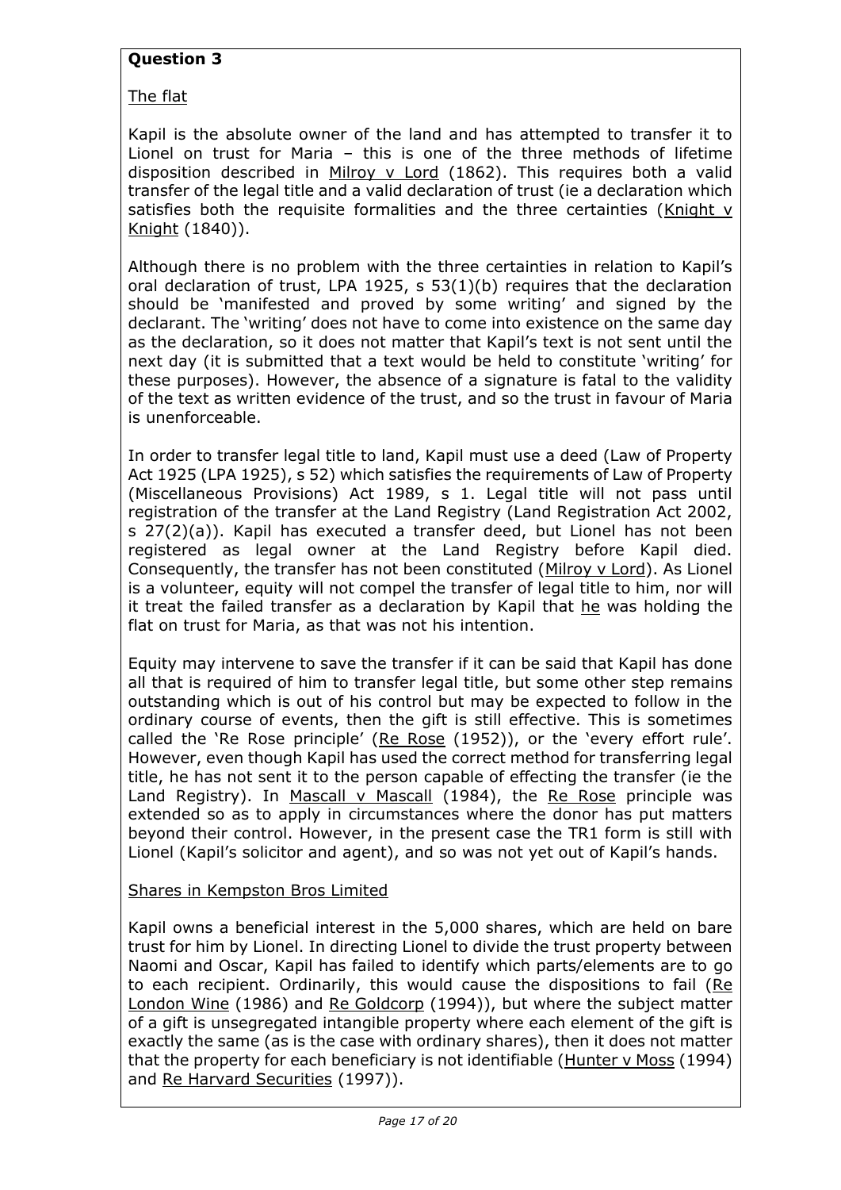**Question 3**

<u>The flat</u>

Kapil is the absolute owner of the land and has attempted to transfer it to Lionel on trust for Maria – this is one of the three methods of lifetime disposition described in <u>Milroy v Lord</u> (1862). This requires both a valid transfer of the legal title and a valid declaration of trust (ie a declaration which satisfies both the requisite formalities and the three certainties (<u>Knight v Knight</u> (1840)).

Although there is no problem with the three certainties in relation to Kapil's oral declaration of trust, LPA 1925, s 53(1)(b) requires that the declaration should be 'manifested and proved by some writing' and signed by the declarant. The 'writing' does not have to come into existence on the same day as the declaration, so it does not matter that Kapil's text is not sent until the next day (it is submitted that a text would be held to constitute 'writing' for these purposes). However, the absence of a signature is fatal to the validity of the text as written evidence of the trust, and so the trust in favour of Maria is unenforceable.

In order to transfer legal title to land, Kapil must use a deed (Law of Property Act 1925 (LPA 1925), s 52) which satisfies the requirements of Law of Property (Miscellaneous Provisions) Act 1989, s 1. Legal title will not pass until registration of the transfer at the Land Registry (Land Registration Act 2002, s 27(2)(a)). Kapil has executed a transfer deed, but Lionel has not been registered as legal owner at the Land Registry before Kapil died. Consequently, the transfer has not been constituted (<u>Milroy v Lord</u>). As Lionel is a volunteer, equity will not compel the transfer of legal title to him, nor will it treat the failed transfer as a declaration by Kapil that <u>he</u> was holding the flat on trust for Maria, as that was not his intention.

Equity may intervene to save the transfer if it can be said that Kapil has done all that is required of him to transfer legal title, but some other step remains outstanding which is out of his control but may be expected to follow in the ordinary course of events, then the gift is still effective. This is sometimes called the 'Re Rose principle' (<u>Re Rose</u> (1952)), or the 'every effort rule'. However, even though Kapil has used the correct method for transferring legal title, he has not sent it to the person capable of effecting the transfer (ie the Land Registry). In <u>Mascall v Mascall</u> (1984), the <u>Re Rose</u> principle was extended so as to apply in circumstances where the donor has put matters beyond their control. However, in the present case the TR1 form is still with Lionel (Kapil's solicitor and agent), and so was not yet out of Kapil's hands.

<u>Shares in Kempston Bros Limited</u>

Kapil owns a beneficial interest in the 5,000 shares, which are held on bare trust for him by Lionel. In directing Lionel to divide the trust property between Naomi and Oscar, Kapil has failed to identify which parts/elements are to go to each recipient. Ordinarily, this would cause the dispositions to fail (<u>Re London Wine</u> (1986) and <u>Re Goldcorp</u> (1994)), but where the subject matter of a gift is unsegregated intangible property where each element of the gift is exactly the same (as is the case with ordinary shares), then it does not matter that the property for each beneficiary is not identifiable (<u>Hunter v Moss</u> (1994) and <u>Re Harvard Securities</u> (1997)).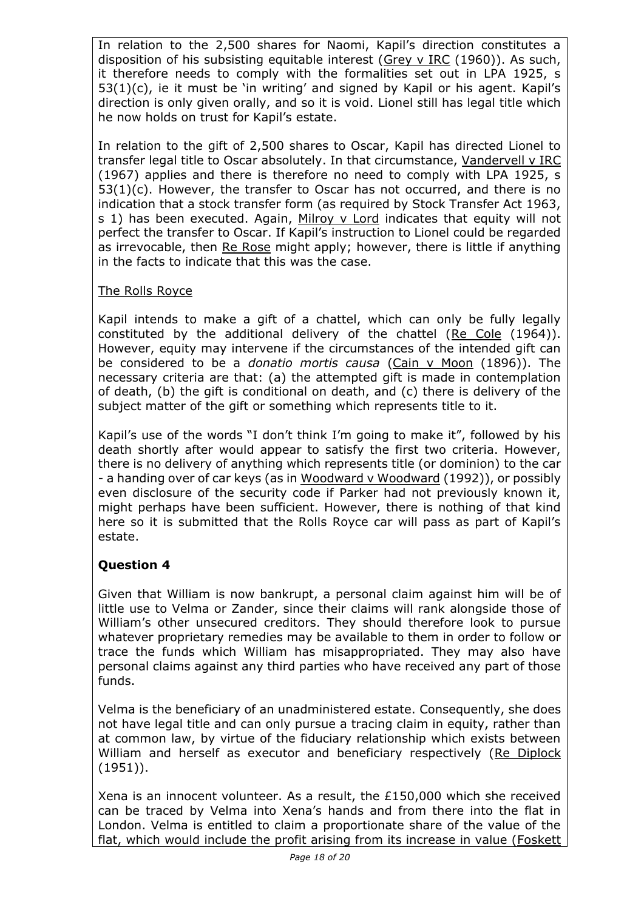In relation to the 2,500 shares for Naomi, Kapil's direction constitutes a disposition of his subsisting equitable interest (Grey v IRC (1960)). As such, it therefore needs to comply with the formalities set out in LPA 1925, s 53(1)(c), ie it must be 'in writing' and signed by Kapil or his agent. Kapil's direction is only given orally, and so it is void. Lionel still has legal title which he now holds on trust for Kapil's estate.

In relation to the gift of 2,500 shares to Oscar, Kapil has directed Lionel to transfer legal title to Oscar absolutely. In that circumstance, Vandervell v IRC (1967) applies and there is therefore no need to comply with LPA 1925, s 53(1)(c). However, the transfer to Oscar has not occurred, and there is no indication that a stock transfer form (as required by Stock Transfer Act 1963, s 1) has been executed. Again, Milroy v Lord indicates that equity will not perfect the transfer to Oscar. If Kapil's instruction to Lionel could be regarded as irrevocable, then Re Rose might apply; however, there is little if anything in the facts to indicate that this was the case.

The Rolls Royce

Kapil intends to make a gift of a chattel, which can only be fully legally constituted by the additional delivery of the chattel (Re Cole (1964)). However, equity may intervene if the circumstances of the intended gift can be considered to be a *donatio mortis causa* (Cain v Moon (1896)). The necessary criteria are that: (a) the attempted gift is made in contemplation of death, (b) the gift is conditional on death, and (c) there is delivery of the subject matter of the gift or something which represents title to it.

Kapil's use of the words "I don't think I'm going to make it", followed by his death shortly after would appear to satisfy the first two criteria. However, there is no delivery of anything which represents title (or dominion) to the car - a handing over of car keys (as in Woodward v Woodward (1992)), or possibly even disclosure of the security code if Parker had not previously known it, might perhaps have been sufficient. However, there is nothing of that kind here so it is submitted that the Rolls Royce car will pass as part of Kapil's estate.

## Question 4

Given that William is now bankrupt, a personal claim against him will be of little use to Velma or Zander, since their claims will rank alongside those of William's other unsecured creditors. They should therefore look to pursue whatever proprietary remedies may be available to them in order to follow or trace the funds which William has misappropriated. They may also have personal claims against any third parties who have received any part of those funds.

Velma is the beneficiary of an unadministered estate. Consequently, she does not have legal title and can only pursue a tracing claim in equity, rather than at common law, by virtue of the fiduciary relationship which exists between William and herself as executor and beneficiary respectively (Re Diplock (1951)).

Xena is an innocent volunteer. As a result, the £150,000 which she received can be traced by Velma into Xena's hands and from there into the flat in London. Velma is entitled to claim a proportionate share of the value of the flat, which would include the profit arising from its increase in value (Foskett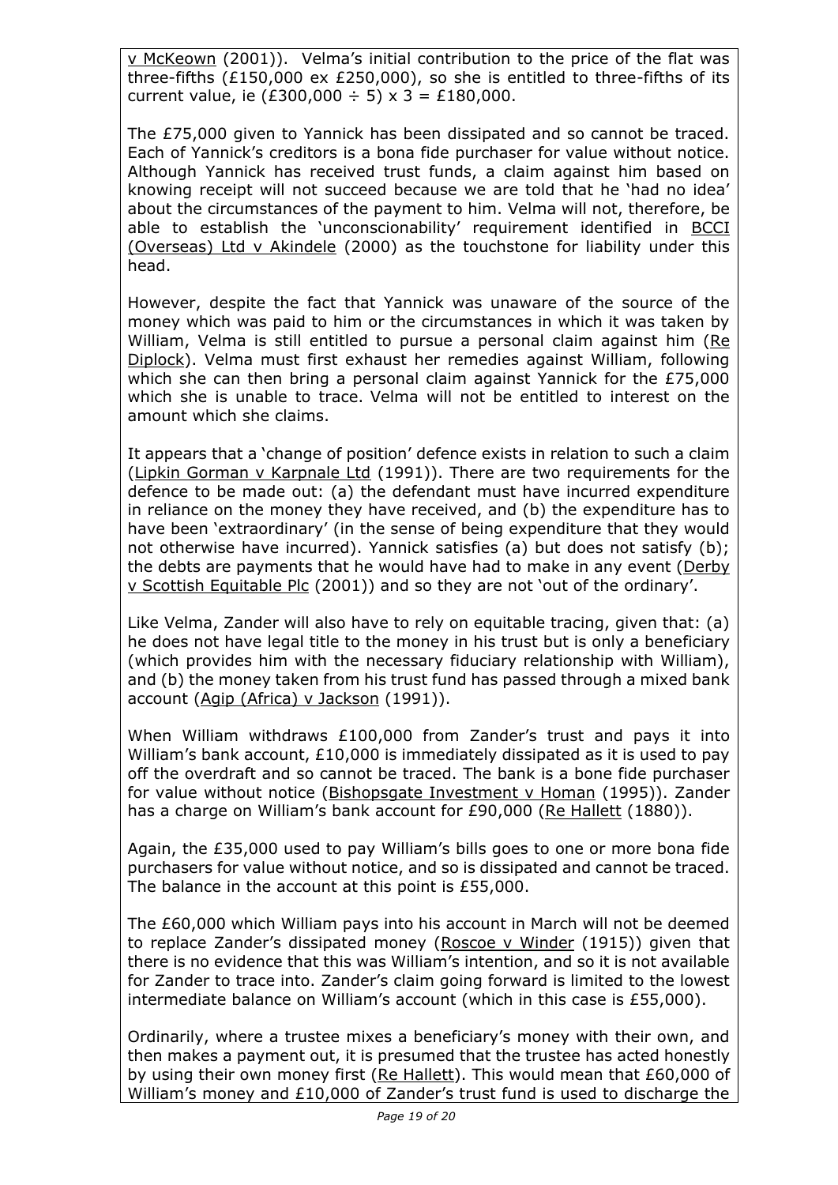v McKeown (2001)). Velma's initial contribution to the price of the flat was three-fifths (£150,000 ex £250,000), so she is entitled to three-fifths of its current value, ie (£300,000 ÷ 5) x 3 = £180,000.

The £75,000 given to Yannick has been dissipated and so cannot be traced. Each of Yannick's creditors is a bona fide purchaser for value without notice. Although Yannick has received trust funds, a claim against him based on knowing receipt will not succeed because we are told that he 'had no idea' about the circumstances of the payment to him. Velma will not, therefore, be able to establish the 'unconscionability' requirement identified in BCCI (Overseas) Ltd v Akindele (2000) as the touchstone for liability under this head.

However, despite the fact that Yannick was unaware of the source of the money which was paid to him or the circumstances in which it was taken by William, Velma is still entitled to pursue a personal claim against him (Re Diplock). Velma must first exhaust her remedies against William, following which she can then bring a personal claim against Yannick for the £75,000 which she is unable to trace. Velma will not be entitled to interest on the amount which she claims.

It appears that a 'change of position' defence exists in relation to such a claim (Lipkin Gorman v Karpnale Ltd (1991)). There are two requirements for the defence to be made out: (a) the defendant must have incurred expenditure in reliance on the money they have received, and (b) the expenditure has to have been 'extraordinary' (in the sense of being expenditure that they would not otherwise have incurred). Yannick satisfies (a) but does not satisfy (b); the debts are payments that he would have had to make in any event (Derby v Scottish Equitable Plc (2001)) and so they are not 'out of the ordinary'.

Like Velma, Zander will also have to rely on equitable tracing, given that: (a) he does not have legal title to the money in his trust but is only a beneficiary (which provides him with the necessary fiduciary relationship with William), and (b) the money taken from his trust fund has passed through a mixed bank account (Agip (Africa) v Jackson (1991)).

When William withdraws £100,000 from Zander's trust and pays it into William's bank account, £10,000 is immediately dissipated as it is used to pay off the overdraft and so cannot be traced. The bank is a bone fide purchaser for value without notice (Bishopsgate Investment v Homan (1995)). Zander has a charge on William's bank account for £90,000 (Re Hallett (1880)).

Again, the £35,000 used to pay William's bills goes to one or more bona fide purchasers for value without notice, and so is dissipated and cannot be traced. The balance in the account at this point is £55,000.

The £60,000 which William pays into his account in March will not be deemed to replace Zander's dissipated money (Roscoe v Winder (1915)) given that there is no evidence that this was William's intention, and so it is not available for Zander to trace into. Zander's claim going forward is limited to the lowest intermediate balance on William's account (which in this case is £55,000).

Ordinarily, where a trustee mixes a beneficiary's money with their own, and then makes a payment out, it is presumed that the trustee has acted honestly by using their own money first (Re Hallett). This would mean that £60,000 of William's money and £10,000 of Zander's trust fund is used to discharge the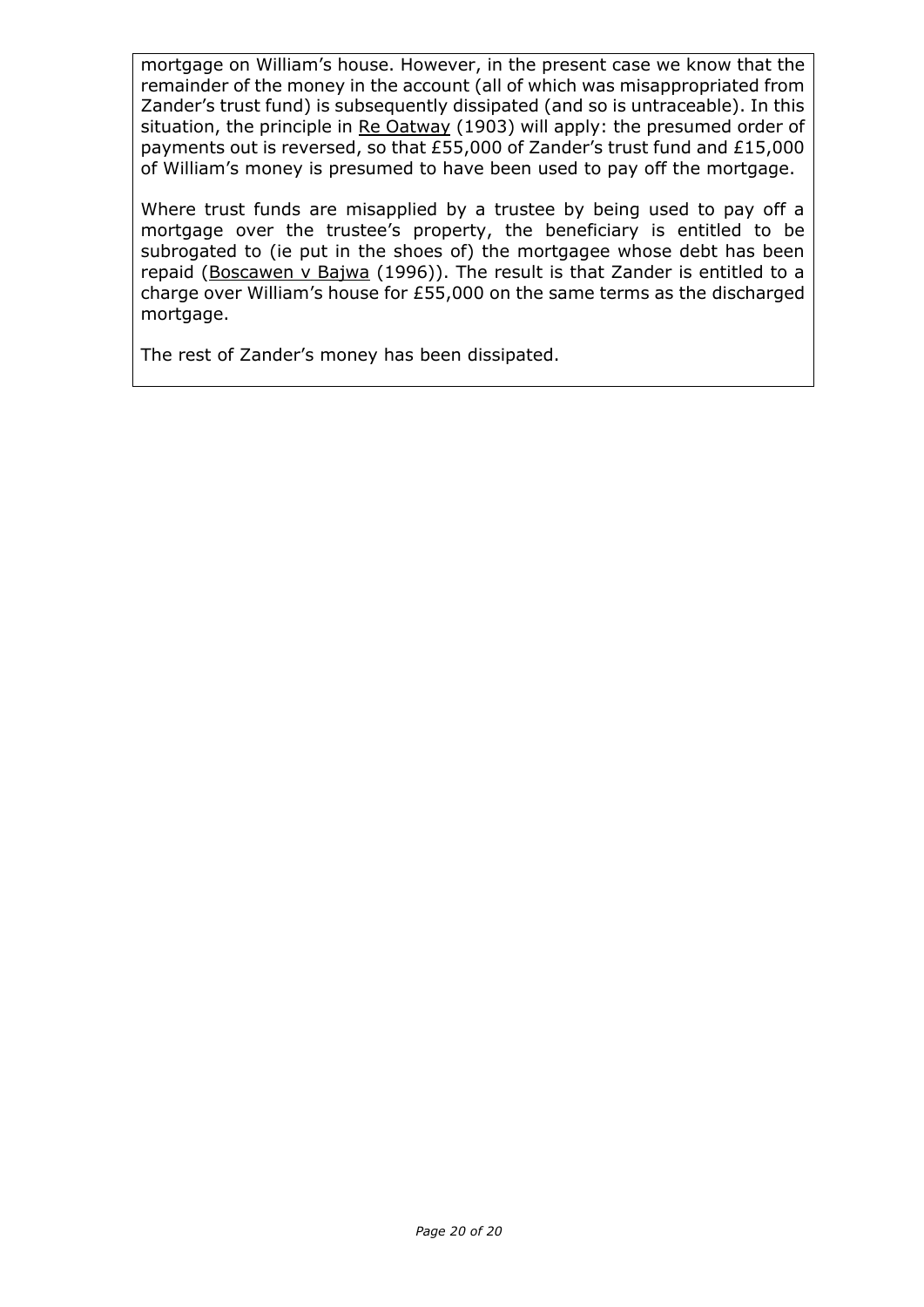mortgage on William's house. However, in the present case we know that the remainder of the money in the account (all of which was misappropriated from Zander's trust fund) is subsequently dissipated (and so is untraceable). In this situation, the principle in Re Oatway (1903) will apply: the presumed order of payments out is reversed, so that £55,000 of Zander's trust fund and £15,000 of William's money is presumed to have been used to pay off the mortgage.

Where trust funds are misapplied by a trustee by being used to pay off a mortgage over the trustee's property, the beneficiary is entitled to be subrogated to (ie put in the shoes of) the mortgagee whose debt has been repaid (Boscawen v Bajwa (1996)). The result is that Zander is entitled to a charge over William's house for £55,000 on the same terms as the discharged mortgage.

The rest of Zander's money has been dissipated.